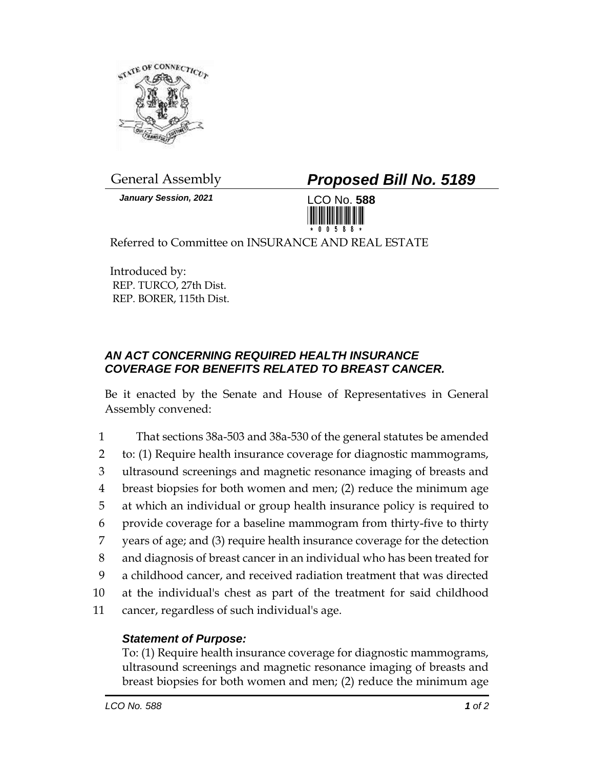General Assembly

***Proposed Bill No. 5189***

***January Session, 2021***

LCO No. **588**

Referred to Committee on INSURANCE AND REAL ESTATE

Introduced by:
REP. TURCO, 27th Dist.
REP. BORER, 115th Dist.

### *AN ACT CONCERNING REQUIRED HEALTH INSURANCE COVERAGE FOR BENEFITS RELATED TO BREAST CANCER.*

Be it enacted by the Senate and House of Representatives in General Assembly convened:

1 That sections 38a-503 and 38a-530 of the general statutes be amended
2 to: (1) Require health insurance coverage for diagnostic mammograms,
3 ultrasound screenings and magnetic resonance imaging of breasts and
4 breast biopsies for both women and men; (2) reduce the minimum age
5 at which an individual or group health insurance policy is required to
6 provide coverage for a baseline mammogram from thirty-five to thirty
7 years of age; and (3) require health insurance coverage for the detection
8 and diagnosis of breast cancer in an individual who has been treated for
9 a childhood cancer, and received radiation treatment that was directed
10 at the individual's chest as part of the treatment for said childhood
11 cancer, regardless of such individual's age.

***Statement of Purpose:***

To: (1) Require health insurance coverage for diagnostic mammograms, ultrasound screenings and magnetic resonance imaging of breasts and breast biopsies for both women and men; (2) reduce the minimum age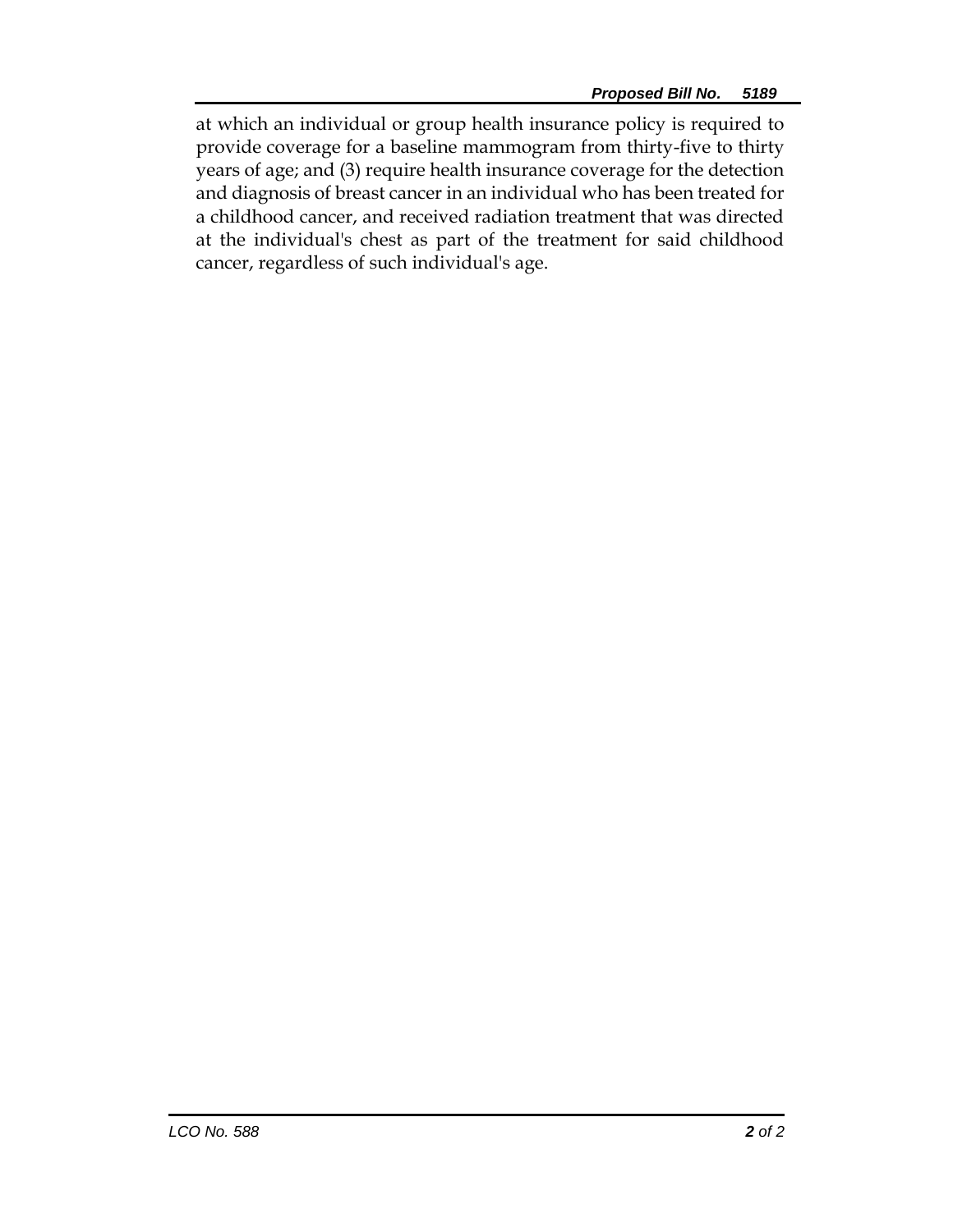at which an individual or group health insurance policy is required to provide coverage for a baseline mammogram from thirty-five to thirty years of age; and (3) require health insurance coverage for the detection and diagnosis of breast cancer in an individual who has been treated for a childhood cancer, and received radiation treatment that was directed at the individual's chest as part of the treatment for said childhood cancer, regardless of such individual's age.